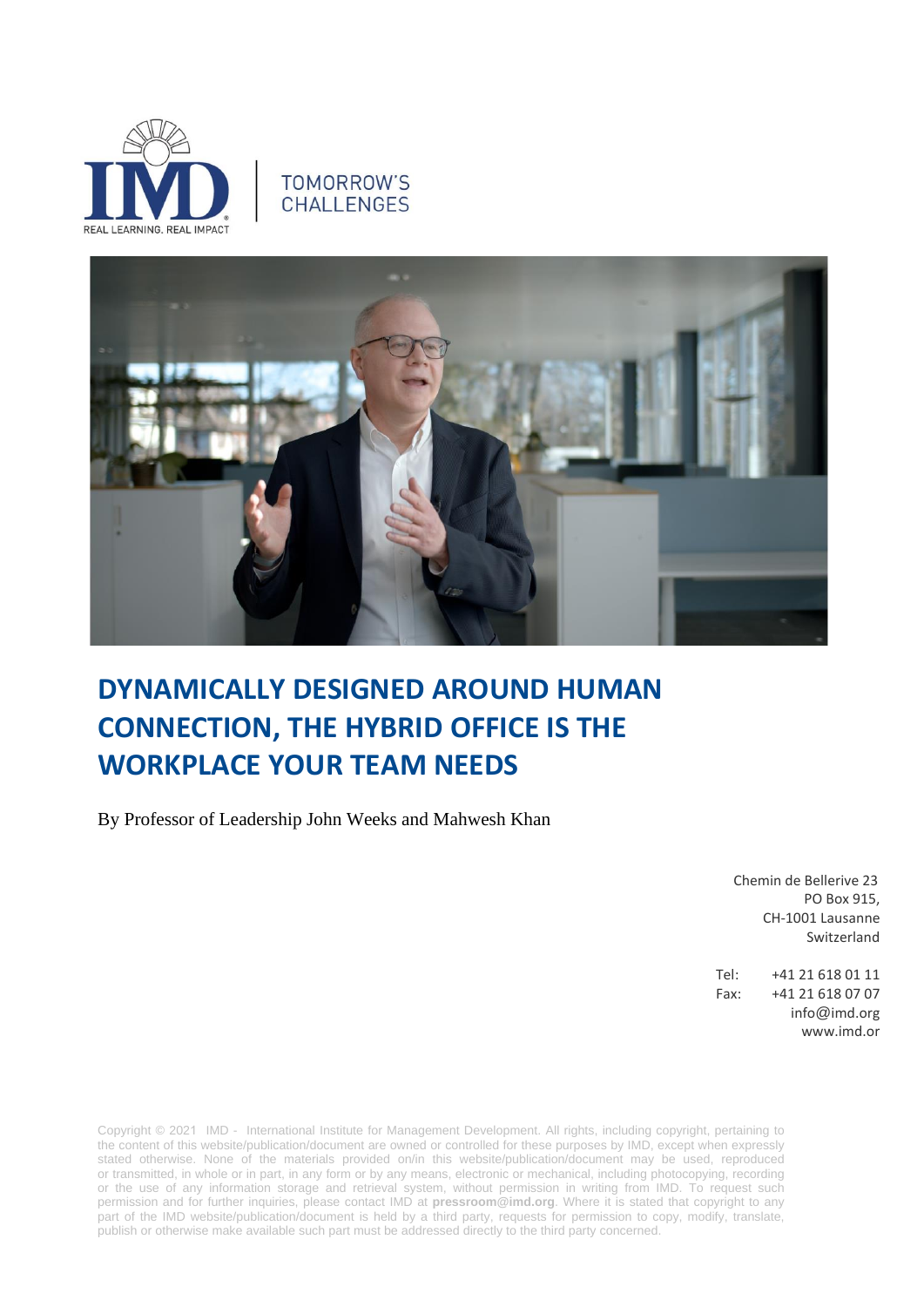TOMORROW'S CHALLENGES

# DYNAMICALLY DESIGNED AROUND HUMAN CONNECTION, THE HYBRID OFFICE IS THE WORKPLACE YOUR TEAM NEEDS

By Professor of Leadership John Weeks and Mahwesh Khan

Chemin de Bellerive 23
PO Box 915,
CH-1001 Lausanne
Switzerland

Tel: +41 21 618 01 11
Fax: +41 21 618 07 07
info@imd.org
www.imd.or

Copyright © 2021 IMD - International Institute for Management Development. All rights, including copyright, pertaining to the content of this website/publication/document are owned or controlled for these purposes by IMD, except when expressly stated otherwise. None of the materials provided on/in this website/publication/document may be used, reproduced or transmitted, in whole or in part, in any form or by any means, electronic or mechanical, including photocopying, recording or the use of any information storage and retrieval system, without permission in writing from IMD. To request such permission and for further inquiries, please contact IMD at **pressroom@imd.org**. Where it is stated that copyright to any part of the IMD website/publication/document is held by a third party, requests for permission to copy, modify, translate, publish or otherwise make available such part must be addressed directly to the third party concerned.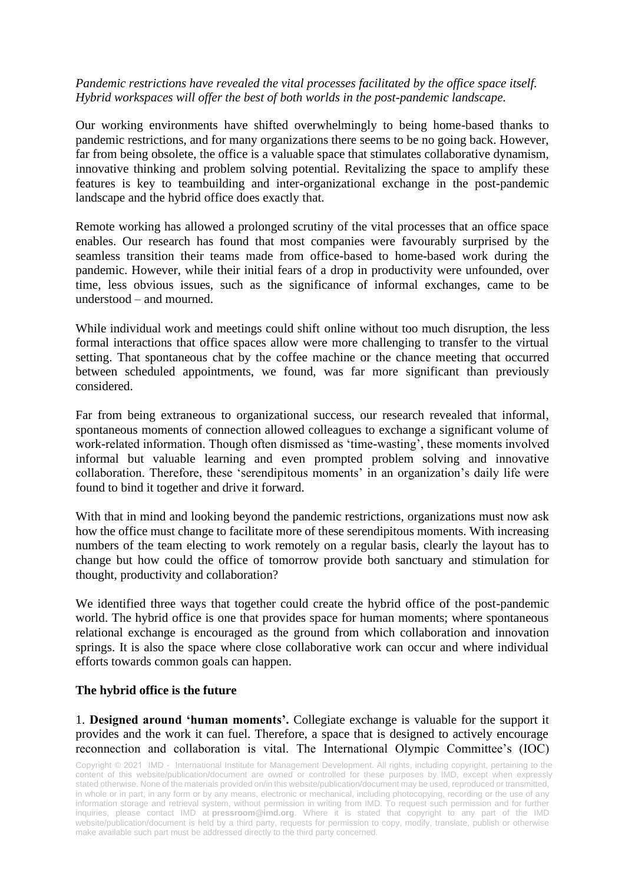*Pandemic restrictions have revealed the vital processes facilitated by the office space itself. Hybrid workspaces will offer the best of both worlds in the post-pandemic landscape.*

Our working environments have shifted overwhelmingly to being home-based thanks to pandemic restrictions, and for many organizations there seems to be no going back. However, far from being obsolete, the office is a valuable space that stimulates collaborative dynamism, innovative thinking and problem solving potential. Revitalizing the space to amplify these features is key to teambuilding and inter-organizational exchange in the post-pandemic landscape and the hybrid office does exactly that.

Remote working has allowed a prolonged scrutiny of the vital processes that an office space enables. Our research has found that most companies were favourably surprised by the seamless transition their teams made from office-based to home-based work during the pandemic. However, while their initial fears of a drop in productivity were unfounded, over time, less obvious issues, such as the significance of informal exchanges, came to be understood – and mourned.

While individual work and meetings could shift online without too much disruption, the less formal interactions that office spaces allow were more challenging to transfer to the virtual setting. That spontaneous chat by the coffee machine or the chance meeting that occurred between scheduled appointments, we found, was far more significant than previously considered.

Far from being extraneous to organizational success, our research revealed that informal, spontaneous moments of connection allowed colleagues to exchange a significant volume of work-related information. Though often dismissed as 'time-wasting', these moments involved informal but valuable learning and even prompted problem solving and innovative collaboration. Therefore, these 'serendipitous moments' in an organization's daily life were found to bind it together and drive it forward.

With that in mind and looking beyond the pandemic restrictions, organizations must now ask how the office must change to facilitate more of these serendipitous moments. With increasing numbers of the team electing to work remotely on a regular basis, clearly the layout has to change but how could the office of tomorrow provide both sanctuary and stimulation for thought, productivity and collaboration?

We identified three ways that together could create the hybrid office of the post-pandemic world. The hybrid office is one that provides space for human moments; where spontaneous relational exchange is encouraged as the ground from which collaboration and innovation springs. It is also the space where close collaborative work can occur and where individual efforts towards common goals can happen.

**The hybrid office is the future**

1. **Designed around 'human moments'.** Collegiate exchange is valuable for the support it provides and the work it can fuel. Therefore, a space that is designed to actively encourage reconnection and collaboration is vital. The International Olympic Committee's (IOC)

Copyright © 2021 IMD - International Institute for Management Development. All rights, including copyright, pertaining to the content of this website/publication/document are owned or controlled for these purposes by IMD, except when expressly stated otherwise. None of the materials provided on/in this website/publication/document may be used, reproduced or transmitted, in whole or in part, in any form or by any means, electronic or mechanical, including photocopying, recording or the use of any information storage and retrieval system, without permission in writing from IMD. To request such permission and for further inquiries, please contact IMD at **pressroom@imd.org**. Where it is stated that copyright to any part of the IMD website/publication/document is held by a third party, requests for permission to copy, modify, translate, publish or otherwise make available such part must be addressed directly to the third party concerned.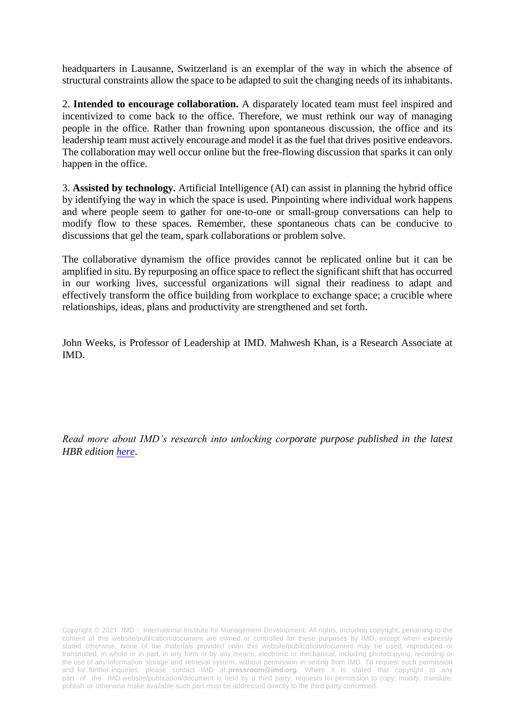headquarters in Lausanne, Switzerland is an exemplar of the way in which the absence of structural constraints allow the space to be adapted to suit the changing needs of its inhabitants.

2. **Intended to encourage collaboration.** A disparately located team must feel inspired and incentivized to come back to the office. Therefore, we must rethink our way of managing people in the office. Rather than frowning upon spontaneous discussion, the office and its leadership team must actively encourage and model it as the fuel that drives positive endeavors. The collaboration may well occur online but the free-flowing discussion that sparks it can only happen in the office.

3. **Assisted by technology.** Artificial Intelligence (AI) can assist in planning the hybrid office by identifying the way in which the space is used. Pinpointing where individual work happens and where people seem to gather for one-to-one or small-group conversations can help to modify flow to these spaces. Remember, these spontaneous chats can be conducive to discussions that gel the team, spark collaborations or problem solve.

The collaborative dynamism the office provides cannot be replicated online but it can be amplified in situ. By repurposing an office space to reflect the significant shift that has occurred in our working lives, successful organizations will signal their readiness to adapt and effectively transform the office building from workplace to exchange space; a crucible where relationships, ideas, plans and productivity are strengthened and set forth.

John Weeks, is Professor of Leadership at IMD. Mahwesh Khan, is a Research Associate at IMD.

*Read more about IMD's research into unlocking corporate purpose published in the latest HBR edition [here](#).*

Copyright © 2021 IMD - International Institute for Management Development. All rights, including copyright, pertaining to the content of this website/publication/document are owned or controlled for these purposes by IMD, except when expressly stated otherwise. None of the materials provided on/in this website/publication/document may be used, reproduced or transmitted, in whole or in part, in any form or by any means, electronic or mechanical, including photocopying, recording or the use of any information storage and retrieval system, without permission in writing from IMD. To request such permission and for further inquiries, please contact IMD at **pressroom@imd.org**. Where it is stated that copyright to any part of the IMD website/publication/document is held by a third party, requests for permission to copy, modify, translate, publish or otherwise make available such part must be addressed directly to the third party concerned.